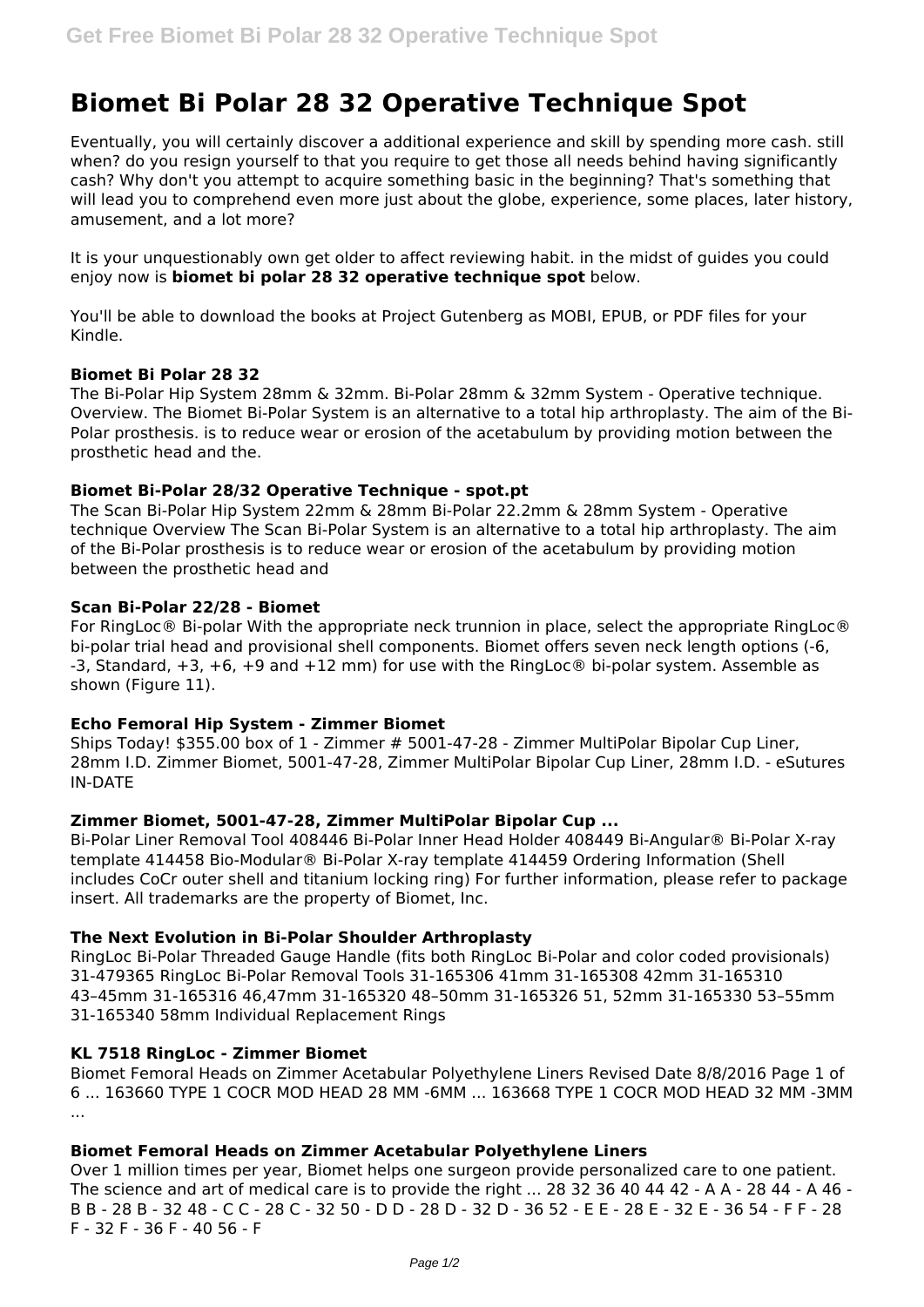# Biomet Bi Polar 28 32 Operative Technique Spot

Eventually, you will certainly discover a additional experience and skill by spending more cash. still when? do you resign yourself to that you require to get those all needs behind having significantly cash? Why don't you attempt to acquire something basic in the beginning? That's something that will lead you to comprehend even more just about the globe, experience, some places, later history, amusement, and a lot more?

It is your unquestionably own get older to affect reviewing habit. in the midst of guides you could enjoy now is **biomet bi polar 28 32 operative technique spot** below.

You'll be able to download the books at Project Gutenberg as MOBI, EPUB, or PDF files for your Kindle.

### Biomet Bi Polar 28 32

The Bi-Polar Hip System 28mm & 32mm. Bi-Polar 28mm & 32mm System - Operative technique. Overview. The Biomet Bi-Polar System is an alternative to a total hip arthroplasty. The aim of the Bi-Polar prosthesis. is to reduce wear or erosion of the acetabulum by providing motion between the prosthetic head and the.

### Biomet Bi-Polar 28/32 Operative Technique - spot.pt

The Scan Bi-Polar Hip System 22mm & 28mm Bi-Polar 22.2mm & 28mm System - Operative technique Overview The Scan Bi-Polar System is an alternative to a total hip arthroplasty. The aim of the Bi-Polar prosthesis is to reduce wear or erosion of the acetabulum by providing motion between the prosthetic head and

### Scan Bi-Polar 22/28 - Biomet

For RingLoc® Bi-polar With the appropriate neck trunnion in place, select the appropriate RingLoc® bi-polar trial head and provisional shell components. Biomet offers seven neck length options (-6, -3, Standard, +3, +6, +9 and +12 mm) for use with the RingLoc® bi-polar system. Assemble as shown (Figure 11).

### Echo Femoral Hip System - Zimmer Biomet

Ships Today! $355.00 box of 1 - Zimmer # 5001-47-28 - Zimmer MultiPolar Bipolar Cup Liner, 28mm I.D. Zimmer Biomet, 5001-47-28, Zimmer MultiPolar Bipolar Cup Liner, 28mm I.D. - eSutures IN-DATE

### Zimmer Biomet, 5001-47-28, Zimmer MultiPolar Bipolar Cup ...

Bi-Polar Liner Removal Tool 408446 Bi-Polar Inner Head Holder 408449 Bi-Angular® Bi-Polar X-ray template 414458 Bio-Modular® Bi-Polar X-ray template 414459 Ordering Information (Shell includes CoCr outer shell and titanium locking ring) For further information, please refer to package insert. All trademarks are the property of Biomet, Inc.

### The Next Evolution in Bi-Polar Shoulder Arthroplasty

RingLoc Bi-Polar Threaded Gauge Handle (fits both RingLoc Bi-Polar and color coded provisionals) 31-479365 RingLoc Bi-Polar Removal Tools 31-165306 41mm 31-165308 42mm 31-165310 43–45mm 31-165316 46,47mm 31-165320 48–50mm 31-165326 51, 52mm 31-165330 53–55mm 31-165340 58mm Individual Replacement Rings

### KL 7518 RingLoc - Zimmer Biomet

Biomet Femoral Heads on Zimmer Acetabular Polyethylene Liners Revised Date 8/8/2016 Page 1 of 6 ... 163660 TYPE 1 COCR MOD HEAD 28 MM -6MM ... 163668 TYPE 1 COCR MOD HEAD 32 MM -3MM ...

### Biomet Femoral Heads on Zimmer Acetabular Polyethylene Liners

Over 1 million times per year, Biomet helps one surgeon provide personalized care to one patient. The science and art of medical care is to provide the right ... 28 32 36 40 44 42 - A A - 28 44 - A 46 - B B - 28 B - 32 48 - C C - 28 C - 32 50 - D D - 28 D - 32 D - 36 52 - E E - 28 E - 32 E - 36 54 - F F - 28 F - 32 F - 36 F - 40 56 - F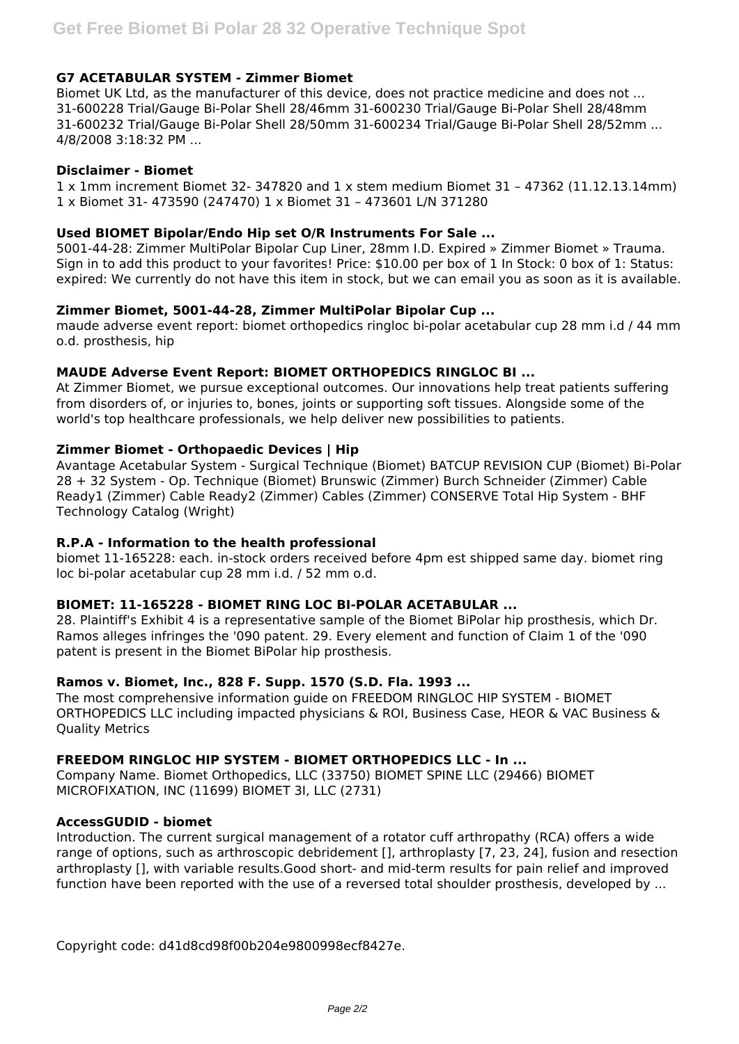### G7 ACETABULAR SYSTEM - Zimmer Biomet

Biomet UK Ltd, as the manufacturer of this device, does not practice medicine and does not ... 31-600228 Trial/Gauge Bi-Polar Shell 28/46mm 31-600230 Trial/Gauge Bi-Polar Shell 28/48mm 31-600232 Trial/Gauge Bi-Polar Shell 28/50mm 31-600234 Trial/Gauge Bi-Polar Shell 28/52mm ... 4/8/2008 3:18:32 PM ...

### Disclaimer - Biomet

1 x 1mm increment Biomet 32- 347820 and 1 x stem medium Biomet 31 – 47362 (11.12.13.14mm) 1 x Biomet 31- 473590 (247470) 1 x Biomet 31 – 473601 L/N 371280

### Used BIOMET Bipolar/Endo Hip set O/R Instruments For Sale ...

5001-44-28: Zimmer MultiPolar Bipolar Cup Liner, 28mm I.D. Expired » Zimmer Biomet » Trauma. Sign in to add this product to your favorites! Price: $10.00 per box of 1 In Stock: 0 box of 1: Status: expired: We currently do not have this item in stock, but we can email you as soon as it is available.

### Zimmer Biomet, 5001-44-28, Zimmer MultiPolar Bipolar Cup ...

maude adverse event report: biomet orthopedics ringloc bi-polar acetabular cup 28 mm i.d / 44 mm o.d. prosthesis, hip

### MAUDE Adverse Event Report: BIOMET ORTHOPEDICS RINGLOC BI ...

At Zimmer Biomet, we pursue exceptional outcomes. Our innovations help treat patients suffering from disorders of, or injuries to, bones, joints or supporting soft tissues. Alongside some of the world's top healthcare professionals, we help deliver new possibilities to patients.

### Zimmer Biomet - Orthopaedic Devices | Hip

Avantage Acetabular System - Surgical Technique (Biomet) BATCUP REVISION CUP (Biomet) Bi-Polar 28 + 32 System - Op. Technique (Biomet) Brunswic (Zimmer) Burch Schneider (Zimmer) Cable Ready1 (Zimmer) Cable Ready2 (Zimmer) Cables (Zimmer) CONSERVE Total Hip System - BHF Technology Catalog (Wright)

### R.P.A - Information to the health professional

biomet 11-165228: each. in-stock orders received before 4pm est shipped same day. biomet ring loc bi-polar acetabular cup 28 mm i.d. / 52 mm o.d.

### BIOMET: 11-165228 - BIOMET RING LOC BI-POLAR ACETABULAR ...

28. Plaintiff's Exhibit 4 is a representative sample of the Biomet BiPolar hip prosthesis, which Dr. Ramos alleges infringes the '090 patent. 29. Every element and function of Claim 1 of the '090 patent is present in the Biomet BiPolar hip prosthesis.

### Ramos v. Biomet, Inc., 828 F. Supp. 1570 (S.D. Fla. 1993 ...

The most comprehensive information guide on FREEDOM RINGLOC HIP SYSTEM - BIOMET ORTHOPEDICS LLC including impacted physicians & ROI, Business Case, HEOR & VAC Business & Quality Metrics

### FREEDOM RINGLOC HIP SYSTEM - BIOMET ORTHOPEDICS LLC - In ...

Company Name. Biomet Orthopedics, LLC (33750) BIOMET SPINE LLC (29466) BIOMET MICROFIXATION, INC (11699) BIOMET 3I, LLC (2731)

### AccessGUDID - biomet

Introduction. The current surgical management of a rotator cuff arthropathy (RCA) offers a wide range of options, such as arthroscopic debridement [], arthroplasty [7, 23, 24], fusion and resection arthroplasty [], with variable results.Good short- and mid-term results for pain relief and improved function have been reported with the use of a reversed total shoulder prosthesis, developed by ...

Copyright code: d41d8cd98f00b204e9800998ecf8427e.